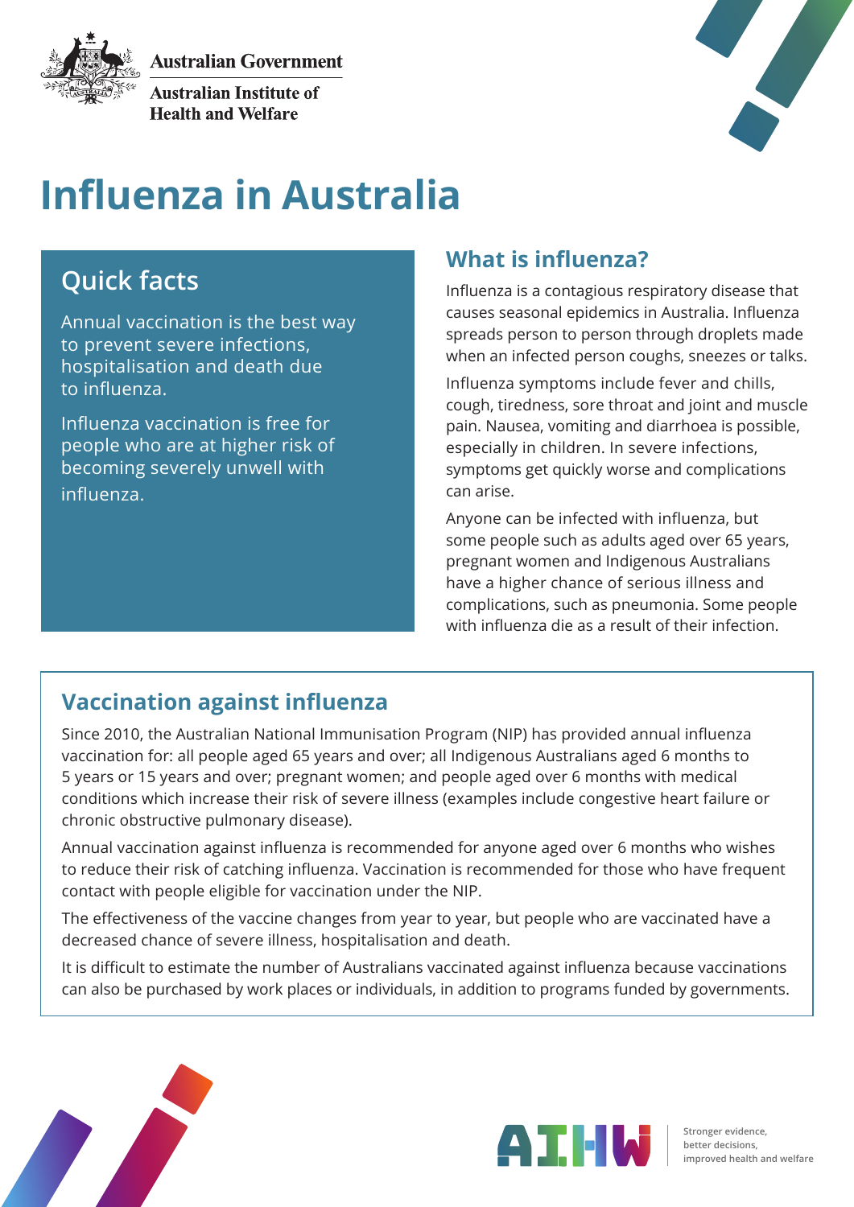Australian Government

Australian Institute of Health and Welfare

# Influenza in Australia

## Quick facts

Annual vaccination is the best way to prevent severe infections, hospitalisation and death due to influenza.

Influenza vaccination is free for people who are at higher risk of becoming severely unwell with influenza.

## What is influenza?

Influenza is a contagious respiratory disease that causes seasonal epidemics in Australia. Influenza spreads person to person through droplets made when an infected person coughs, sneezes or talks.

Influenza symptoms include fever and chills, cough, tiredness, sore throat and joint and muscle pain. Nausea, vomiting and diarrhoea is possible, especially in children. In severe infections, symptoms get quickly worse and complications can arise.

Anyone can be infected with influenza, but some people such as adults aged over 65 years, pregnant women and Indigenous Australians have a higher chance of serious illness and complications, such as pneumonia. Some people with influenza die as a result of their infection.

## Vaccination against influenza

Since 2010, the Australian National Immunisation Program (NIP) has provided annual influenza vaccination for: all people aged 65 years and over; all Indigenous Australians aged 6 months to 5 years or 15 years and over; pregnant women; and people aged over 6 months with medical conditions which increase their risk of severe illness (examples include congestive heart failure or chronic obstructive pulmonary disease).

Annual vaccination against influenza is recommended for anyone aged over 6 months who wishes to reduce their risk of catching influenza. Vaccination is recommended for those who have frequent contact with people eligible for vaccination under the NIP.

The effectiveness of the vaccine changes from year to year, but people who are vaccinated have a decreased chance of severe illness, hospitalisation and death.

It is difficult to estimate the number of Australians vaccinated against influenza because vaccinations can also be purchased by work places or individuals, in addition to programs funded by governments.

AIHW

Stronger evidence, better decisions, improved health and welfare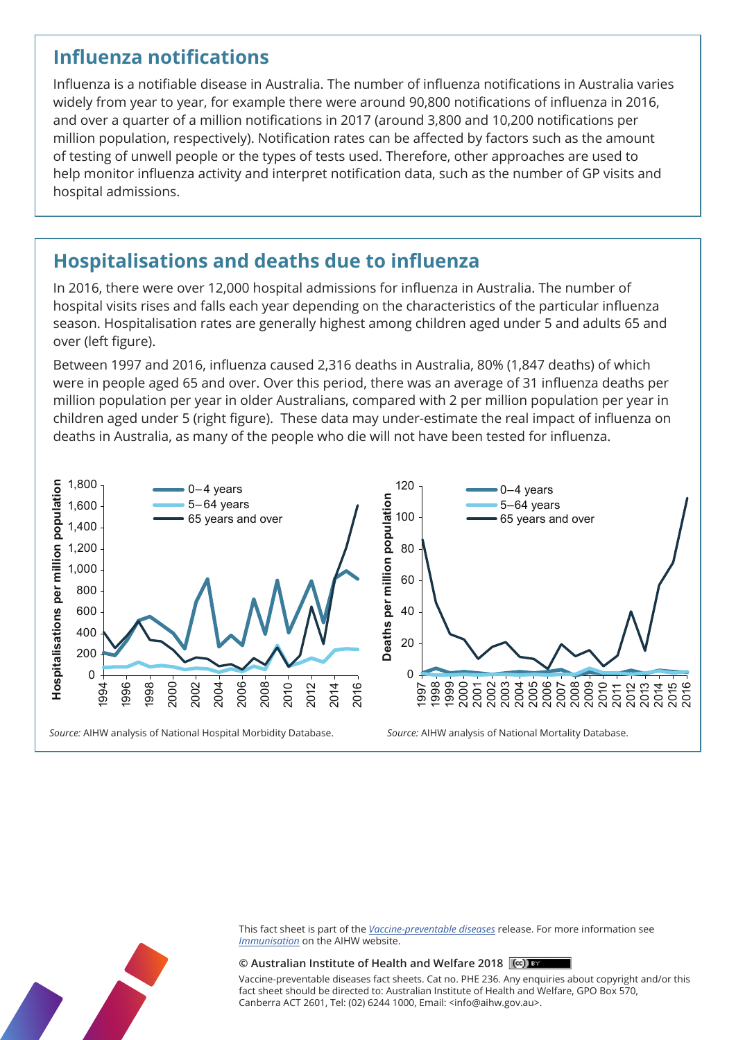## Influenza notifications

Influenza is a notifiable disease in Australia. The number of influenza notifications in Australia varies widely from year to year, for example there were around 90,800 notifications of influenza in 2016, and over a quarter of a million notifications in 2017 (around 3,800 and 10,200 notifications per million population, respectively). Notification rates can be affected by factors such as the amount of testing of unwell people or the types of tests used. Therefore, other approaches are used to help monitor influenza activity and interpret notification data, such as the number of GP visits and hospital admissions.

## Hospitalisations and deaths due to influenza

In 2016, there were over 12,000 hospital admissions for influenza in Australia. The number of hospital visits rises and falls each year depending on the characteristics of the particular influenza season. Hospitalisation rates are generally highest among children aged under 5 and adults 65 and over (left figure).

Between 1997 and 2016, influenza caused 2,316 deaths in Australia, 80% (1,847 deaths) of which were in people aged 65 and over. Over this period, there was an average of 31 influenza deaths per million population per year in older Australians, compared with 2 per million population per year in children aged under 5 (right figure). These data may under-estimate the real impact of influenza on deaths in Australia, as many of the people who die will not have been tested for influenza.

Hospitalisations per million population

0–4 years
5–64 years
65 years and over

1,800
1,600
1,400
1,200
1,000
800
600
400
200
0

1994 1996 1998 2000 2002 2004 2006 2008 2010 2012 2014 2016

*Source:* AIHW analysis of National Hospital Morbidity Database.

Deaths per million population

0–4 years
5–64 years
65 years and over

120
100
80
60
40
20
0

1997 1998 1999 2000 2001 2002 2003 2004 2005 2006 2007 2008 2009 2010 2011 2012 2013 2014 2015 2016

*Source:* AIHW analysis of National Mortality Database.

This fact sheet is part of the *Vaccine-preventable diseases* release. For more information see *Immunisation* on the AIHW website.

**© Australian Institute of Health and Welfare 2018**

Vaccine-preventable diseases fact sheets. Cat no. PHE 236. Any enquiries about copyright and/or this fact sheet should be directed to: Australian Institute of Health and Welfare, GPO Box 570, Canberra ACT 2601, Tel: (02) 6244 1000, Email: <info@aihw.gov.au>.